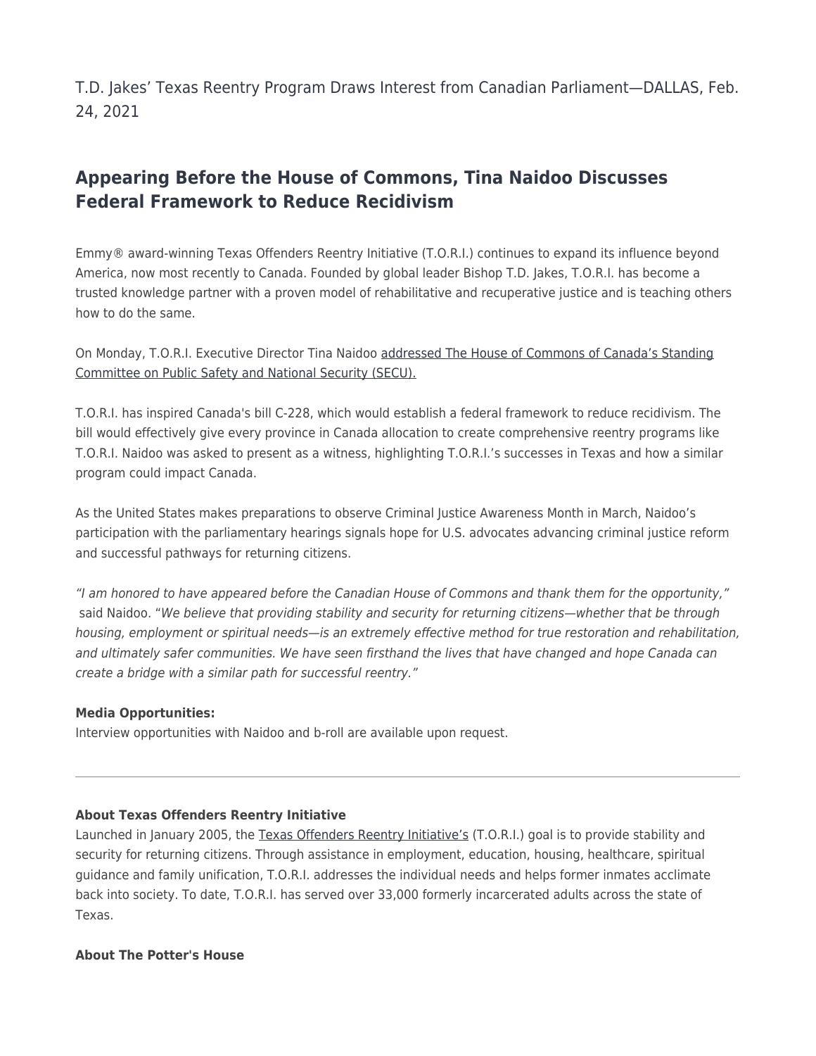T.D. Jakes' Texas Reentry Program Draws Interest from Canadian Parliament—DALLAS, Feb. 24, 2021

## Appearing Before the House of Commons, Tina Naidoo Discusses Federal Framework to Reduce Recidivism

Emmy® award-winning Texas Offenders Reentry Initiative (T.O.R.I.) continues to expand its influence beyond America, now most recently to Canada. Founded by global leader Bishop T.D. Jakes, T.O.R.I. has become a trusted knowledge partner with a proven model of rehabilitative and recuperative justice and is teaching others how to do the same.

On Monday, T.O.R.I. Executive Director Tina Naidoo addressed The House of Commons of Canada's Standing Committee on Public Safety and National Security (SECU).

T.O.R.I. has inspired Canada's bill C-228, which would establish a federal framework to reduce recidivism. The bill would effectively give every province in Canada allocation to create comprehensive reentry programs like T.O.R.I. Naidoo was asked to present as a witness, highlighting T.O.R.I.'s successes in Texas and how a similar program could impact Canada.

As the United States makes preparations to observe Criminal Justice Awareness Month in March, Naidoo's participation with the parliamentary hearings signals hope for U.S. advocates advancing criminal justice reform and successful pathways for returning citizens.

*"I am honored to have appeared before the Canadian House of Commons and thank them for the opportunity,"* said Naidoo. "*We believe that providing stability and security for returning citizens—whether that be through housing, employment or spiritual needs—is an extremely effective method for true restoration and rehabilitation, and ultimately safer communities. We have seen firsthand the lives that have changed and hope Canada can create a bridge with a similar path for successful reentry."*

**Media Opportunities:**
Interview opportunities with Naidoo and b-roll are available upon request.

---

**About Texas Offenders Reentry Initiative**
Launched in January 2005, the Texas Offenders Reentry Initiative's (T.O.R.I.) goal is to provide stability and security for returning citizens. Through assistance in employment, education, housing, healthcare, spiritual guidance and family unification, T.O.R.I. addresses the individual needs and helps former inmates acclimate back into society. To date, T.O.R.I. has served over 33,000 formerly incarcerated adults across the state of Texas.

**About The Potter's House**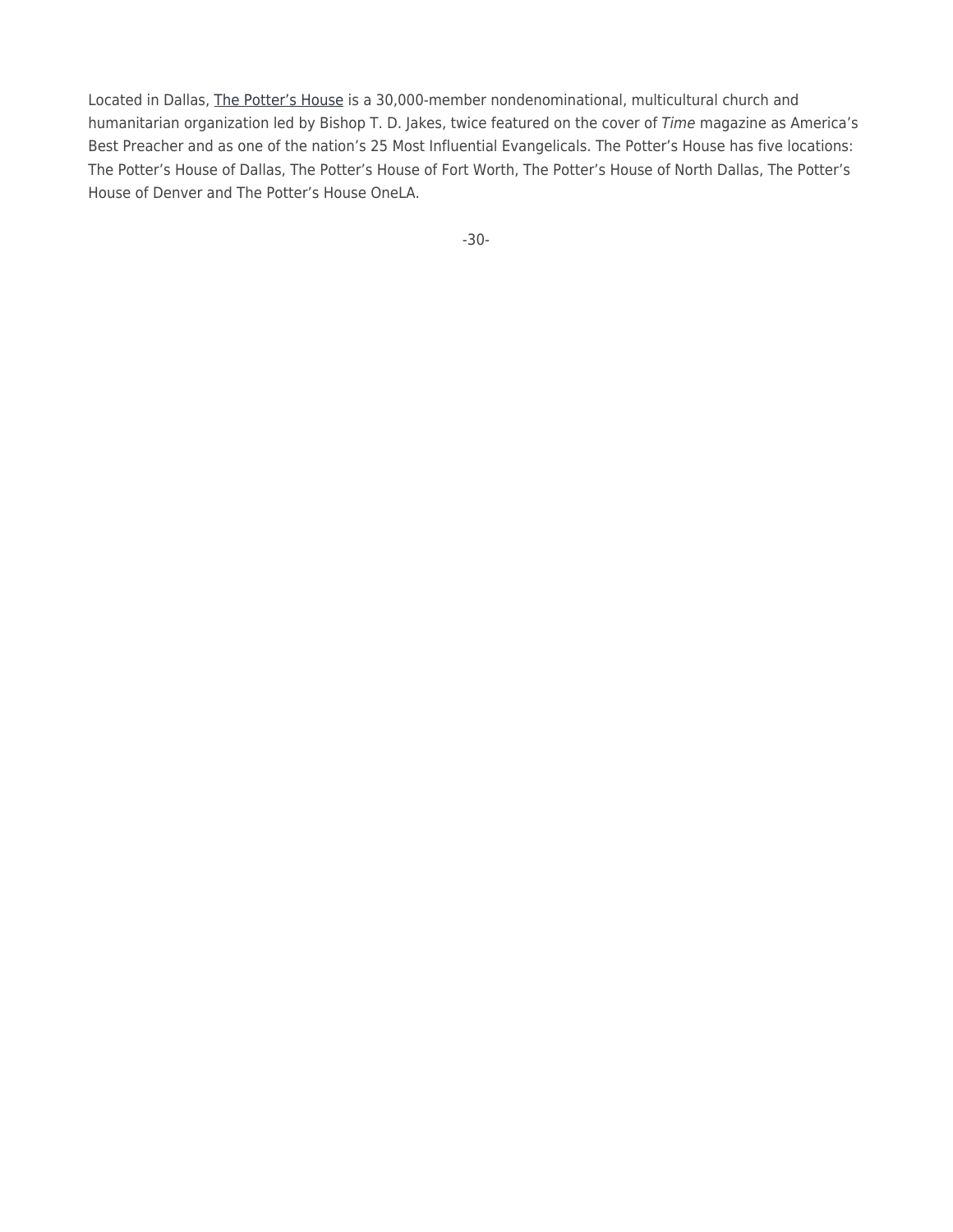Located in Dallas, The Potter's House is a 30,000-member nondenominational, multicultural church and humanitarian organization led by Bishop T. D. Jakes, twice featured on the cover of *Time* magazine as America's Best Preacher and as one of the nation's 25 Most Influential Evangelicals. The Potter's House has five locations: The Potter's House of Dallas, The Potter's House of Fort Worth, The Potter's House of North Dallas, The Potter's House of Denver and The Potter's House OneLA.

-30-